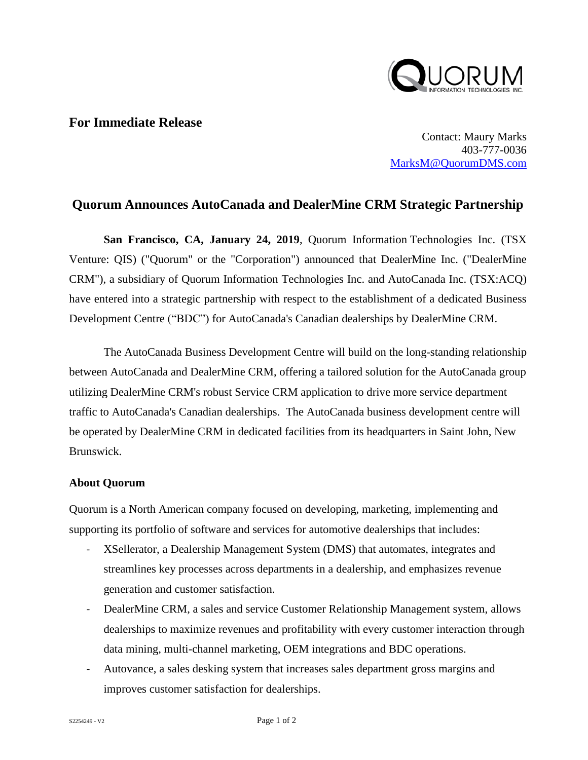**For Immediate Release**

Contact: Maury Marks
403-777-0036
MarksM@QuorumDMS.com

## Quorum Announces AutoCanada and DealerMine CRM Strategic Partnership

**San Francisco, CA, January 24, 2019**, Quorum Information Technologies Inc. (TSX Venture: QIS) ("Quorum" or the "Corporation") announced that DealerMine Inc. ("DealerMine CRM"), a subsidiary of Quorum Information Technologies Inc. and AutoCanada Inc. (TSX:ACQ) have entered into a strategic partnership with respect to the establishment of a dedicated Business Development Centre ("BDC") for AutoCanada's Canadian dealerships by DealerMine CRM.

The AutoCanada Business Development Centre will build on the long-standing relationship between AutoCanada and DealerMine CRM, offering a tailored solution for the AutoCanada group utilizing DealerMine CRM's robust Service CRM application to drive more service department traffic to AutoCanada's Canadian dealerships. The AutoCanada business development centre will be operated by DealerMine CRM in dedicated facilities from its headquarters in Saint John, New Brunswick.

### About Quorum

Quorum is a North American company focused on developing, marketing, implementing and supporting its portfolio of software and services for automotive dealerships that includes:

- XSellerator, a Dealership Management System (DMS) that automates, integrates and streamlines key processes across departments in a dealership, and emphasizes revenue generation and customer satisfaction.
- DealerMine CRM, a sales and service Customer Relationship Management system, allows dealerships to maximize revenues and profitability with every customer interaction through data mining, multi-channel marketing, OEM integrations and BDC operations.
- Autovance, a sales desking system that increases sales department gross margins and improves customer satisfaction for dealerships.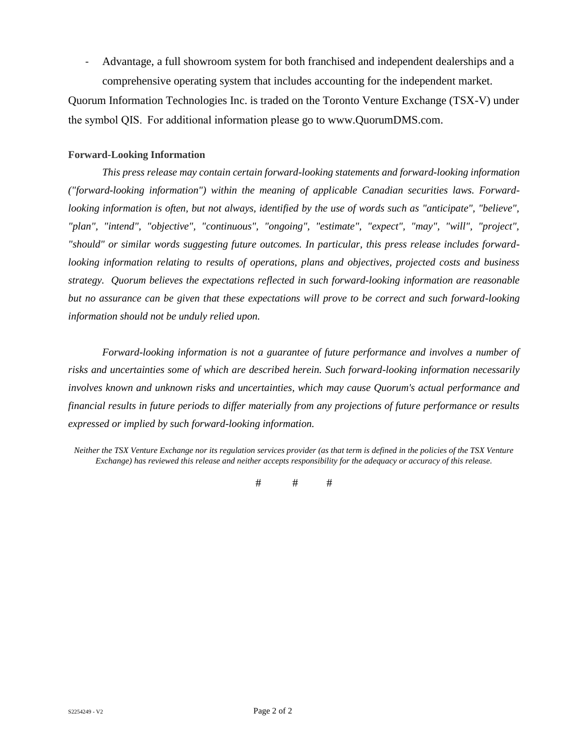- Advantage, a full showroom system for both franchised and independent dealerships and a comprehensive operating system that includes accounting for the independent market.

Quorum Information Technologies Inc. is traded on the Toronto Venture Exchange (TSX-V) under the symbol QIS. For additional information please go to www.QuorumDMS.com.

**Forward-Looking Information**

*This press release may contain certain forward-looking statements and forward-looking information ("forward-looking information") within the meaning of applicable Canadian securities laws. Forward-looking information is often, but not always, identified by the use of words such as "anticipate", "believe", "plan", "intend", "objective", "continuous", "ongoing", "estimate", "expect", "may", "will", "project", "should" or similar words suggesting future outcomes. In particular, this press release includes forward-looking information relating to results of operations, plans and objectives, projected costs and business strategy. Quorum believes the expectations reflected in such forward-looking information are reasonable but no assurance can be given that these expectations will prove to be correct and such forward-looking information should not be unduly relied upon.*

*Forward-looking information is not a guarantee of future performance and involves a number of risks and uncertainties some of which are described herein. Such forward-looking information necessarily involves known and unknown risks and uncertainties, which may cause Quorum's actual performance and financial results in future periods to differ materially from any projections of future performance or results expressed or implied by such forward-looking information.*

*Neither the TSX Venture Exchange nor its regulation services provider (as that term is defined in the policies of the TSX Venture Exchange) has reviewed this release and neither accepts responsibility for the adequacy or accuracy of this release.*

# # #

S2254249 - V2